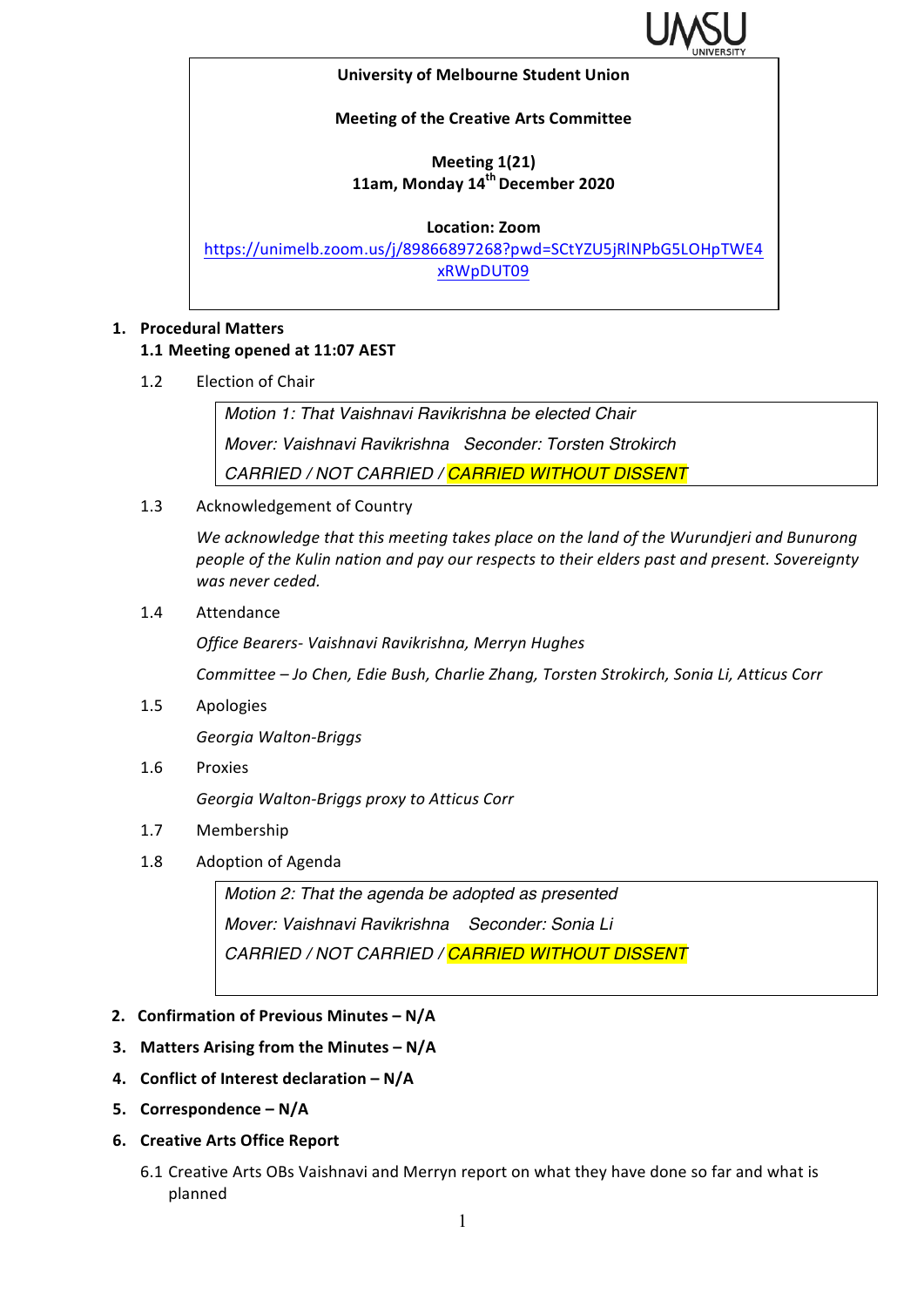**University of Melbourne Student Union**

**Meeting of the Creative Arts Committee**

**Meeting 1(21)**
**11am, Monday 14th December 2020**

**Location: Zoom**
[https://unimelb.zoom.us/j/89866897268?pwd=SCtYZU5jRlNPbG5LOHpTWE4xRWpDUT09](https://unimelb.zoom.us/j/89866897268?pwd=SCtYZU5jRlNPbG5LOHpTWE4xRWpDUT09)

1. **Procedural Matters**
   **1.1 Meeting opened at 11:07 AEST**

   1.2 Election of Chair

   > *Motion 1: That Vaishnavi Ravikrishna be elected Chair*
   > *Mover: Vaishnavi Ravikrishna Seconder: Torsten Strokirch*
   > *CARRIED / NOT CARRIED / CARRIED WITHOUT DISSENT*

   1.3 Acknowledgement of Country

   *We acknowledge that this meeting takes place on the land of the Wurundjeri and Bunurong people of the Kulin nation and pay our respects to their elders past and present. Sovereignty was never ceded.*

   1.4 Attendance

   *Office Bearers- Vaishnavi Ravikrishna, Merryn Hughes*

   *Committee – Jo Chen, Edie Bush, Charlie Zhang, Torsten Strokirch, Sonia Li, Atticus Corr*

   1.5 Apologies

   *Georgia Walton-Briggs*

   1.6 Proxies

   *Georgia Walton-Briggs proxy to Atticus Corr*

   1.7 Membership

   1.8 Adoption of Agenda

   > *Motion 2: That the agenda be adopted as presented*
   > *Mover: Vaishnavi Ravikrishna Seconder: Sonia Li*
   > *CARRIED / NOT CARRIED / CARRIED WITHOUT DISSENT*

2. **Confirmation of Previous Minutes – N/A**
3. **Matters Arising from the Minutes – N/A**
4. **Conflict of Interest declaration – N/A**
5. **Correspondence – N/A**
6. **Creative Arts Office Report**

   6.1 Creative Arts OBs Vaishnavi and Merryn report on what they have done so far and what is planned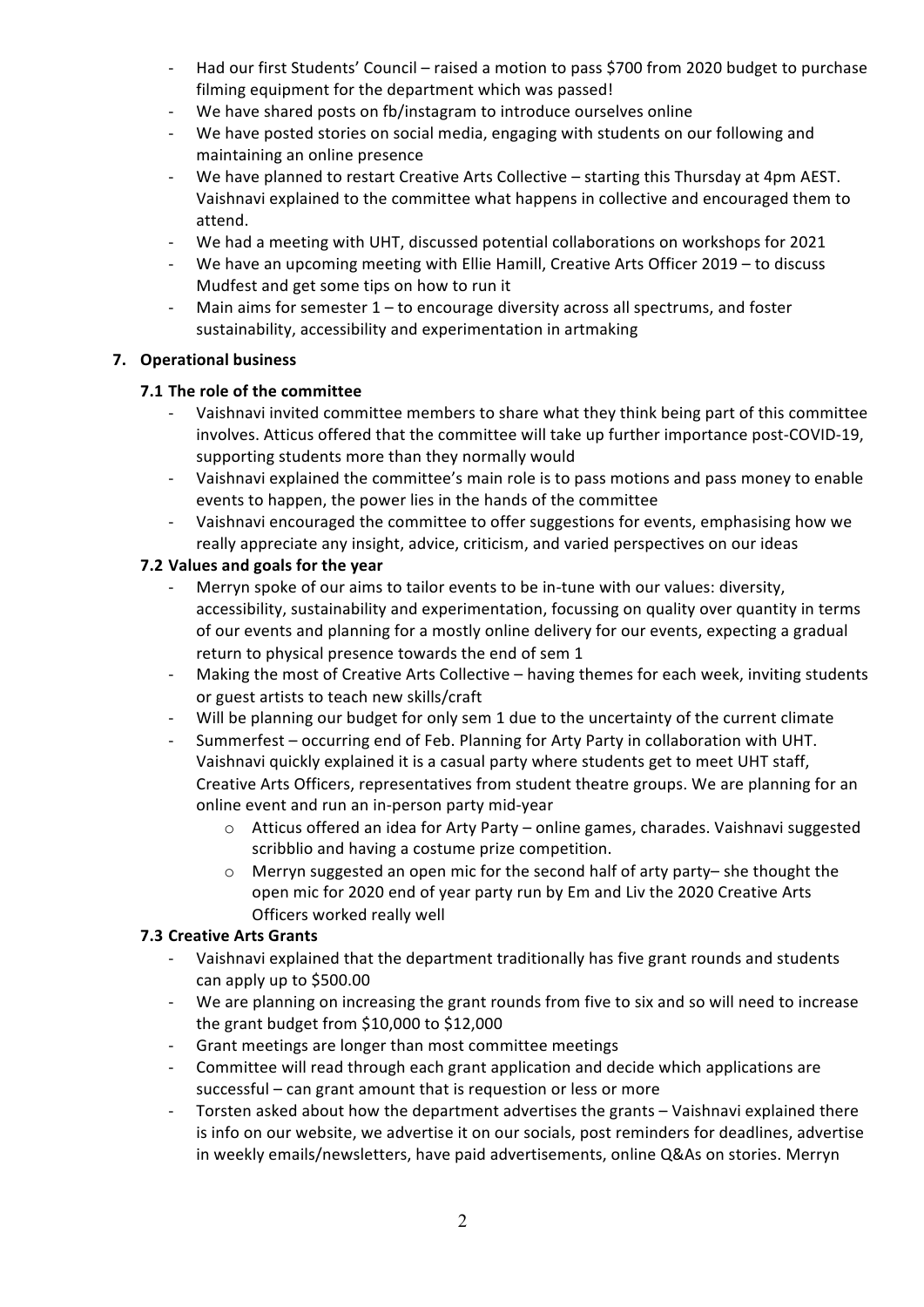- Had our first Students' Council – raised a motion to pass $700 from 2020 budget to purchase filming equipment for the department which was passed!
- We have shared posts on fb/instagram to introduce ourselves online
- We have posted stories on social media, engaging with students on our following and maintaining an online presence
- We have planned to restart Creative Arts Collective – starting this Thursday at 4pm AEST. Vaishnavi explained to the committee what happens in collective and encouraged them to attend.
- We had a meeting with UHT, discussed potential collaborations on workshops for 2021
- We have an upcoming meeting with Ellie Hamill, Creative Arts Officer 2019 – to discuss Mudfest and get some tips on how to run it
- Main aims for semester 1 – to encourage diversity across all spectrums, and foster sustainability, accessibility and experimentation in artmaking

## 7. Operational business

### 7.1 The role of the committee

- Vaishnavi invited committee members to share what they think being part of this committee involves. Atticus offered that the committee will take up further importance post-COVID-19, supporting students more than they normally would
- Vaishnavi explained the committee's main role is to pass motions and pass money to enable events to happen, the power lies in the hands of the committee
- Vaishnavi encouraged the committee to offer suggestions for events, emphasising how we really appreciate any insight, advice, criticism, and varied perspectives on our ideas

### 7.2 Values and goals for the year

- Merryn spoke of our aims to tailor events to be in-tune with our values: diversity, accessibility, sustainability and experimentation, focussing on quality over quantity in terms of our events and planning for a mostly online delivery for our events, expecting a gradual return to physical presence towards the end of sem 1
- Making the most of Creative Arts Collective – having themes for each week, inviting students or guest artists to teach new skills/craft
- Will be planning our budget for only sem 1 due to the uncertainty of the current climate
- Summerfest – occurring end of Feb. Planning for Arty Party in collaboration with UHT. Vaishnavi quickly explained it is a casual party where students get to meet UHT staff, Creative Arts Officers, representatives from student theatre groups. We are planning for an online event and run an in-person party mid-year
  - Atticus offered an idea for Arty Party – online games, charades. Vaishnavi suggested scribblio and having a costume prize competition.
  - Merryn suggested an open mic for the second half of arty party– she thought the open mic for 2020 end of year party run by Em and Liv the 2020 Creative Arts Officers worked really well

### 7.3 Creative Arts Grants

- Vaishnavi explained that the department traditionally has five grant rounds and students can apply up to $500.00
- We are planning on increasing the grant rounds from five to six and so will need to increase the grant budget from $10,000 to $12,000
- Grant meetings are longer than most committee meetings
- Committee will read through each grant application and decide which applications are successful – can grant amount that is requestion or less or more
- Torsten asked about how the department advertises the grants – Vaishnavi explained there is info on our website, we advertise it on our socials, post reminders for deadlines, advertise in weekly emails/newsletters, have paid advertisements, online Q&As on stories. Merryn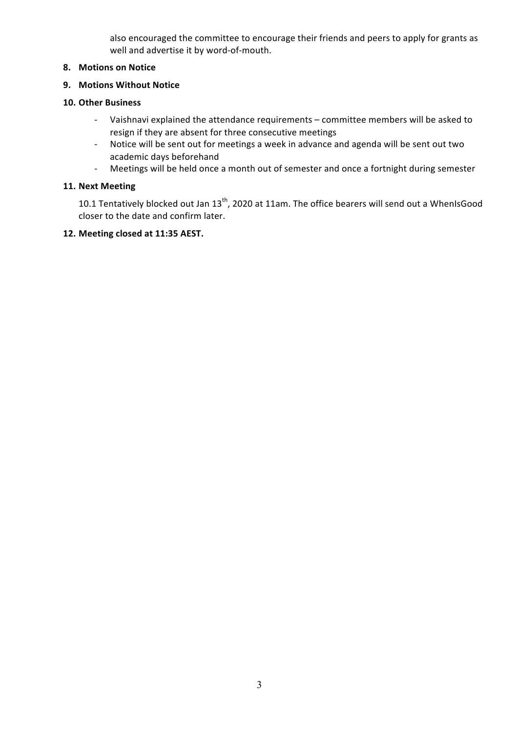also encouraged the committee to encourage their friends and peers to apply for grants as well and advertise it by word-of-mouth.

**8. Motions on Notice**

**9. Motions Without Notice**

**10. Other Business**

- Vaishnavi explained the attendance requirements – committee members will be asked to resign if they are absent for three consecutive meetings
- Notice will be sent out for meetings a week in advance and agenda will be sent out two academic days beforehand
- Meetings will be held once a month out of semester and once a fortnight during semester

**11. Next Meeting**

10.1 Tentatively blocked out Jan 13th, 2020 at 11am. The office bearers will send out a WhenIsGood closer to the date and confirm later.

**12. Meeting closed at 11:35 AEST.**